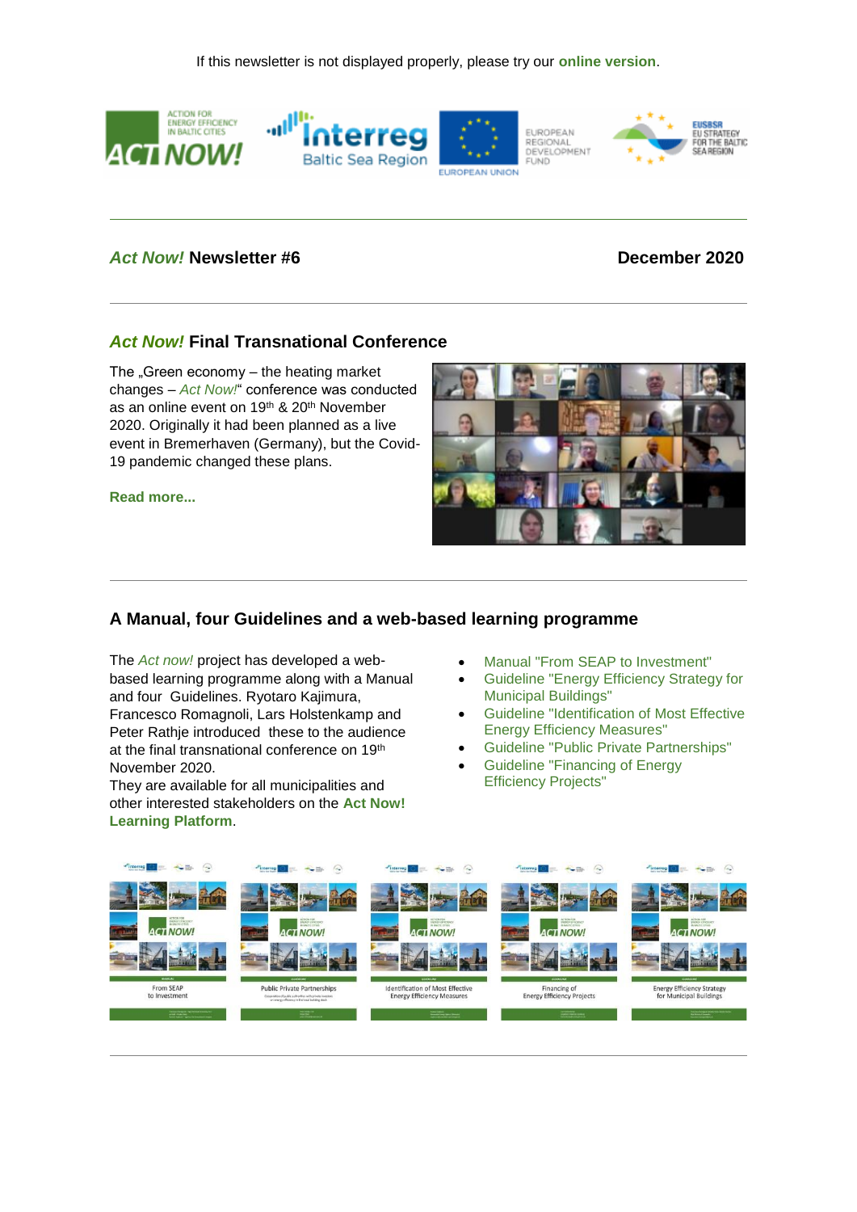If this newsletter is not displayed properly, please try our **online version**.

---

## *Act Now!* Newsletter #6

**December 2020**

---

## *Act Now!* Final Transnational Conference

The „Green economy – the heating market changes – *Act Now!*" conference was conducted as an online event on 19th & 20th November 2020. Originally it had been planned as a live event in Bremerhaven (Germany), but the Covid-19 pandemic changed these plans.

**Read more...**

---

## A Manual, four Guidelines and a web-based learning programme

The *Act now!* project has developed a web-based learning programme along with a Manual and four Guidelines. Ryotaro Kajimura, Francesco Romagnoli, Lars Holstenkamp and Peter Rathje introduced these to the audience at the final transnational conference on 19th November 2020.
They are available for all municipalities and other interested stakeholders on the **Act Now! Learning Platform**.

- Manual "From SEAP to Investment"
- Guideline "Energy Efficiency Strategy for Municipal Buildings"
- Guideline "Identification of Most Effective Energy Efficiency Measures"
- Guideline "Public Private Partnerships"
- Guideline "Financing of Energy Efficiency Projects"

---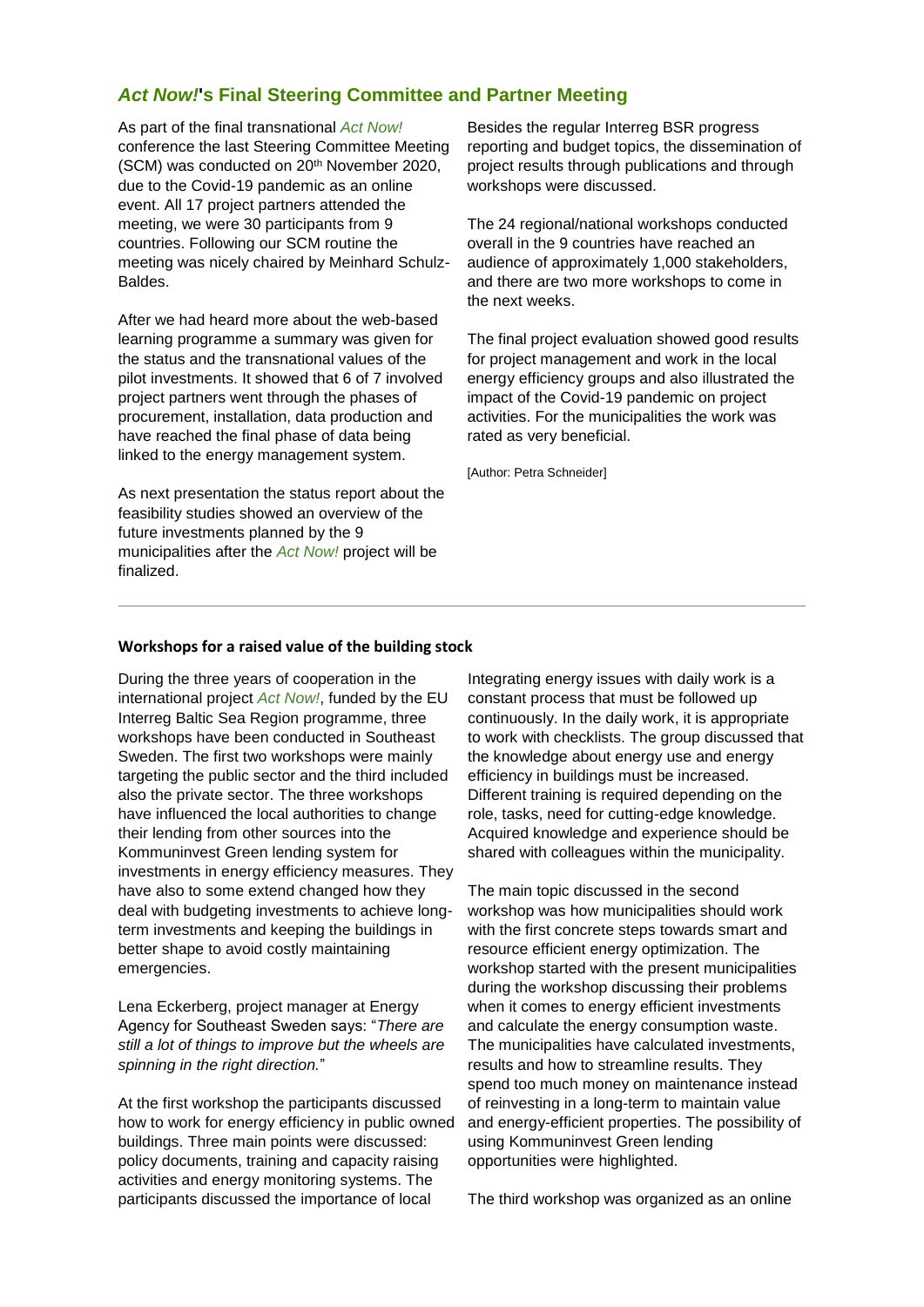## *Act Now!*'s Final Steering Committee and Partner Meeting

As part of the final transnational *Act Now!* conference the last Steering Committee Meeting (SCM) was conducted on 20th November 2020, due to the Covid-19 pandemic as an online event. All 17 project partners attended the meeting, we were 30 participants from 9 countries. Following our SCM routine the meeting was nicely chaired by Meinhard Schulz-Baldes.

After we had heard more about the web-based learning programme a summary was given for the status and the transnational values of the pilot investments. It showed that 6 of 7 involved project partners went through the phases of procurement, installation, data production and have reached the final phase of data being linked to the energy management system.

As next presentation the status report about the feasibility studies showed an overview of the future investments planned by the 9 municipalities after the *Act Now!* project will be finalized.

Besides the regular Interreg BSR progress reporting and budget topics, the dissemination of project results through publications and through workshops were discussed.

The 24 regional/national workshops conducted overall in the 9 countries have reached an audience of approximately 1,000 stakeholders, and there are two more workshops to come in the next weeks.

The final project evaluation showed good results for project management and work in the local energy efficiency groups and also illustrated the impact of the Covid-19 pandemic on project activities. For the municipalities the work was rated as very beneficial.

[Author: Petra Schneider]

---

### Workshops for a raised value of the building stock

During the three years of cooperation in the international project *Act Now!*, funded by the EU Interreg Baltic Sea Region programme, three workshops have been conducted in Southeast Sweden. The first two workshops were mainly targeting the public sector and the third included also the private sector. The three workshops have influenced the local authorities to change their lending from other sources into the Kommuninvest Green lending system for investments in energy efficiency measures. They have also to some extend changed how they deal with budgeting investments to achieve long-term investments and keeping the buildings in better shape to avoid costly maintaining emergencies.

Lena Eckerberg, project manager at Energy Agency for Southeast Sweden says: "*There are still a lot of things to improve but the wheels are spinning in the right direction.*"

At the first workshop the participants discussed how to work for energy efficiency in public owned buildings. Three main points were discussed: policy documents, training and capacity raising activities and energy monitoring systems. The participants discussed the importance of local

Integrating energy issues with daily work is a constant process that must be followed up continuously. In the daily work, it is appropriate to work with checklists. The group discussed that the knowledge about energy use and energy efficiency in buildings must be increased. Different training is required depending on the role, tasks, need for cutting-edge knowledge. Acquired knowledge and experience should be shared with colleagues within the municipality.

The main topic discussed in the second workshop was how municipalities should work with the first concrete steps towards smart and resource efficient energy optimization. The workshop started with the present municipalities during the workshop discussing their problems when it comes to energy efficient investments and calculate the energy consumption waste. The municipalities have calculated investments, results and how to streamline results. They spend too much money on maintenance instead of reinvesting in a long-term to maintain value and energy-efficient properties. The possibility of using Kommuninvest Green lending opportunities were highlighted.

The third workshop was organized as an online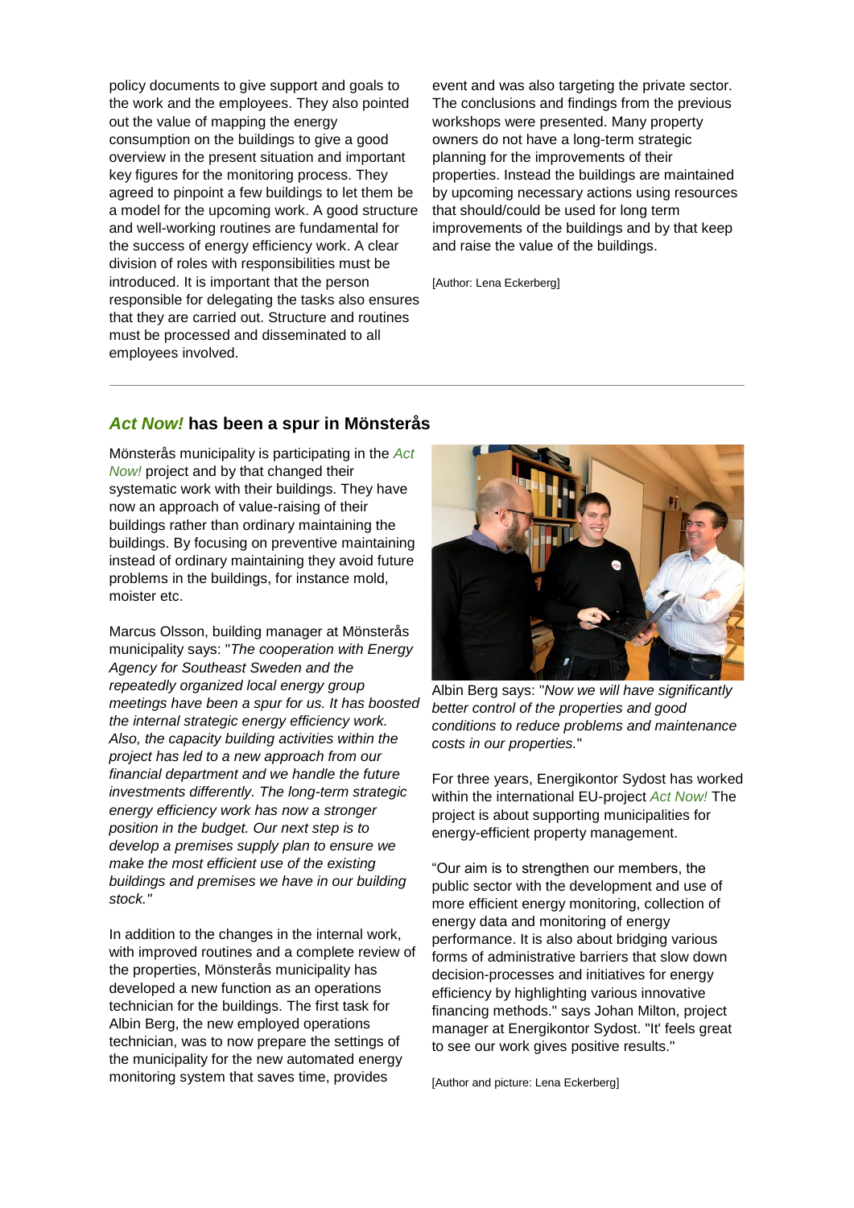policy documents to give support and goals to the work and the employees. They also pointed out the value of mapping the energy consumption on the buildings to give a good overview in the present situation and important key figures for the monitoring process. They agreed to pinpoint a few buildings to let them be a model for the upcoming work. A good structure and well-working routines are fundamental for the success of energy efficiency work. A clear division of roles with responsibilities must be introduced. It is important that the person responsible for delegating the tasks also ensures that they are carried out. Structure and routines must be processed and disseminated to all employees involved.

event and was also targeting the private sector. The conclusions and findings from the previous workshops were presented. Many property owners do not have a long-term strategic planning for the improvements of their properties. Instead the buildings are maintained by upcoming necessary actions using resources that should/could be used for long term improvements of the buildings and by that keep and raise the value of the buildings.

[Author: Lena Eckerberg]

---

## *Act Now!* has been a spur in Mönsterås

Mönsterås municipality is participating in the *Act Now!* project and by that changed their systematic work with their buildings. They have now an approach of value-raising of their buildings rather than ordinary maintaining the buildings. By focusing on preventive maintaining instead of ordinary maintaining they avoid future problems in the buildings, for instance mold, moister etc.

Marcus Olsson, building manager at Mönsterås municipality says: "*The cooperation with Energy Agency for Southeast Sweden and the repeatedly organized local energy group meetings have been a spur for us. It has boosted the internal strategic energy efficiency work. Also, the capacity building activities within the project has led to a new approach from our financial department and we handle the future investments differently. The long-term strategic energy efficiency work has now a stronger position in the budget. Our next step is to develop a premises supply plan to ensure we make the most efficient use of the existing buildings and premises we have in our building stock.*"

In addition to the changes in the internal work, with improved routines and a complete review of the properties, Mönsterås municipality has developed a new function as an operations technician for the buildings. The first task for Albin Berg, the new employed operations technician, was to now prepare the settings of the municipality for the new automated energy monitoring system that saves time, provides

Albin Berg says: "*Now we will have significantly better control of the properties and good conditions to reduce problems and maintenance costs in our properties.*"

For three years, Energikontor Sydost has worked within the international EU-project *Act Now!* The project is about supporting municipalities for energy-efficient property management.

"Our aim is to strengthen our members, the public sector with the development and use of more efficient energy monitoring, collection of energy data and monitoring of energy performance. It is also about bridging various forms of administrative barriers that slow down decision-processes and initiatives for energy efficiency by highlighting various innovative financing methods." says Johan Milton, project manager at Energikontor Sydost. "It' feels great to see our work gives positive results."

[Author and picture: Lena Eckerberg]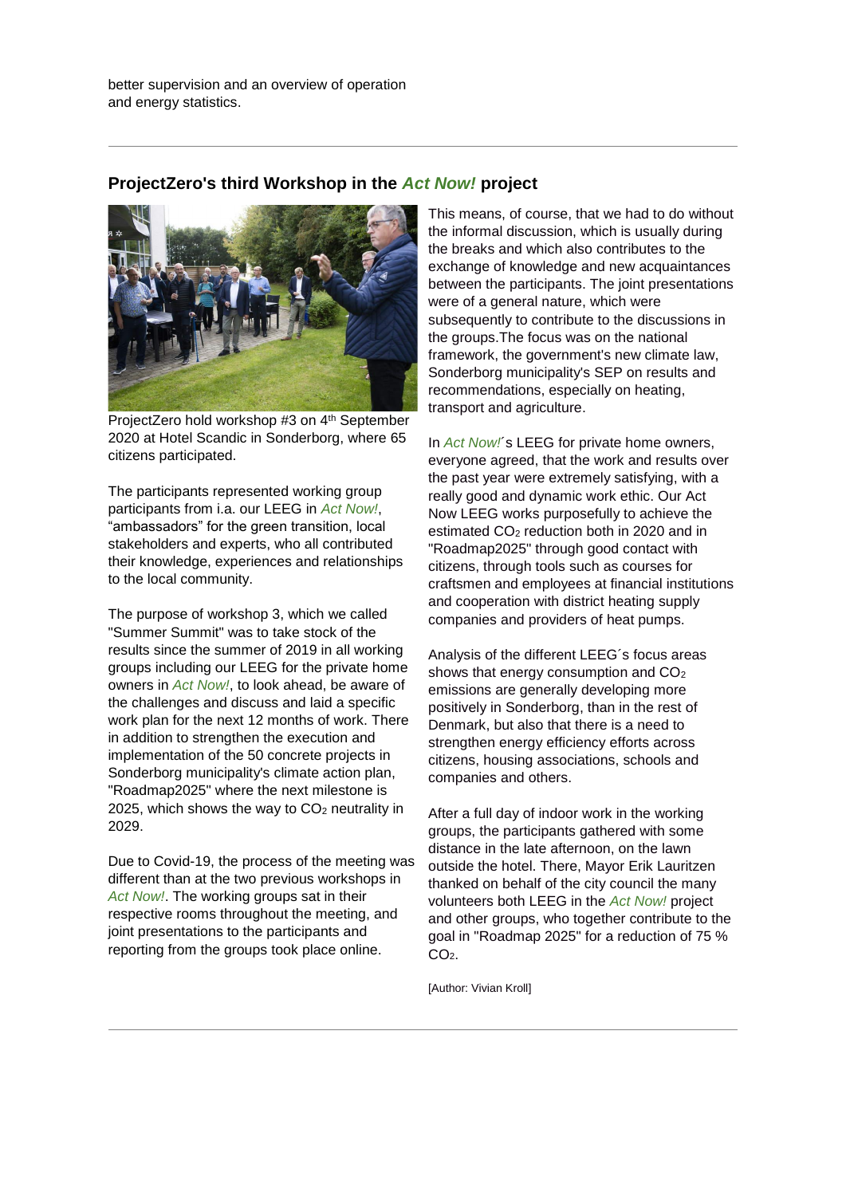better supervision and an overview of operation and energy statistics.

---

## ProjectZero's third Workshop in the *Act Now!* project

ProjectZero hold workshop #3 on 4th September 2020 at Hotel Scandic in Sonderborg, where 65 citizens participated.

The participants represented working group participants from i.a. our LEEG in *Act Now!*, “ambassadors” for the green transition, local stakeholders and experts, who all contributed their knowledge, experiences and relationships to the local community.

The purpose of workshop 3, which we called "Summer Summit" was to take stock of the results since the summer of 2019 in all working groups including our LEEG for the private home owners in *Act Now!*, to look ahead, be aware of the challenges and discuss and laid a specific work plan for the next 12 months of work. There in addition to strengthen the execution and implementation of the 50 concrete projects in Sonderborg municipality's climate action plan, "Roadmap2025" where the next milestone is 2025, which shows the way to $CO_2$ neutrality in 2029.

Due to Covid-19, the process of the meeting was different than at the two previous workshops in *Act Now!*. The working groups sat in their respective rooms throughout the meeting, and joint presentations to the participants and reporting from the groups took place online.

This means, of course, that we had to do without the informal discussion, which is usually during the breaks and which also contributes to the exchange of knowledge and new acquaintances between the participants. The joint presentations were of a general nature, which were subsequently to contribute to the discussions in the groups.The focus was on the national framework, the government's new climate law, Sonderborg municipality's SEP on results and recommendations, especially on heating, transport and agriculture.

In *Act Now!*´s LEEG for private home owners, everyone agreed, that the work and results over the past year were extremely satisfying, with a really good and dynamic work ethic. Our Act Now LEEG works purposefully to achieve the estimated $CO_2$ reduction both in 2020 and in "Roadmap2025" through good contact with citizens, through tools such as courses for craftsmen and employees at financial institutions and cooperation with district heating supply companies and providers of heat pumps.

Analysis of the different LEEG´s focus areas shows that energy consumption and $CO_2$ emissions are generally developing more positively in Sonderborg, than in the rest of Denmark, but also that there is a need to strengthen energy efficiency efforts across citizens, housing associations, schools and companies and others.

After a full day of indoor work in the working groups, the participants gathered with some distance in the late afternoon, on the lawn outside the hotel. There, Mayor Erik Lauritzen thanked on behalf of the city council the many volunteers both LEEG in the *Act Now!* project and other groups, who together contribute to the goal in "Roadmap 2025" for a reduction of 75 % $CO_2$.

[Author: Vivian Kroll]

---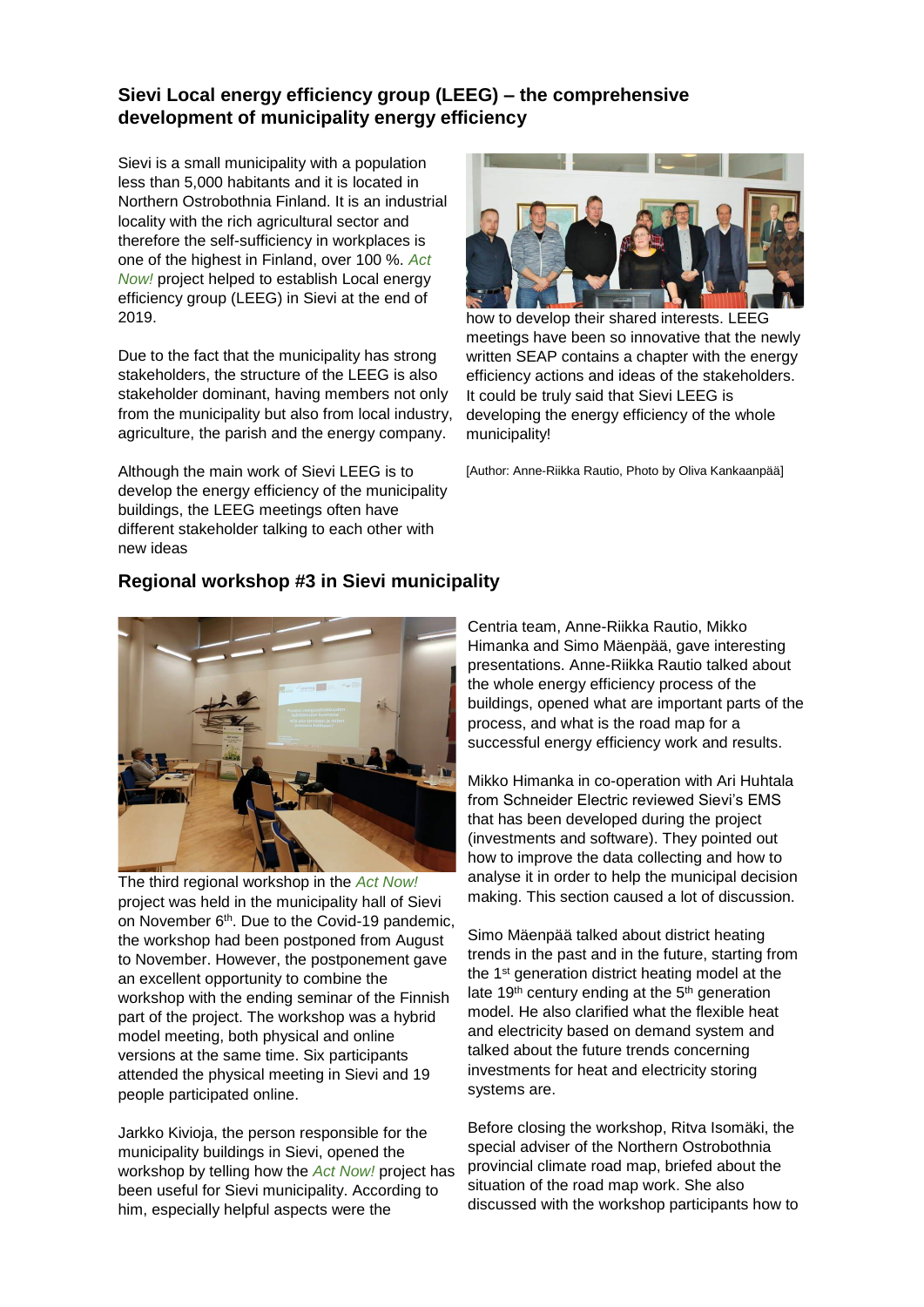## Sievi Local energy efficiency group (LEEG) – the comprehensive development of municipality energy efficiency

Sievi is a small municipality with a population less than 5,000 habitants and it is located in Northern Ostrobothnia Finland. It is an industrial locality with the rich agricultural sector and therefore the self-sufficiency in workplaces is one of the highest in Finland, over 100 %. *Act Now!* project helped to establish Local energy efficiency group (LEEG) in Sievi at the end of 2019.

Due to the fact that the municipality has strong stakeholders, the structure of the LEEG is also stakeholder dominant, having members not only from the municipality but also from local industry, agriculture, the parish and the energy company.

Although the main work of Sievi LEEG is to develop the energy efficiency of the municipality buildings, the LEEG meetings often have different stakeholder talking to each other with new ideas how to develop their shared interests. LEEG meetings have been so innovative that the newly written SEAP contains a chapter with the energy efficiency actions and ideas of the stakeholders. It could be truly said that Sievi LEEG is developing the energy efficiency of the whole municipality!

[Author: Anne-Riikka Rautio, Photo by Oliva Kankaanpää]

## Regional workshop #3 in Sievi municipality

The third regional workshop in the *Act Now!* project was held in the municipality hall of Sievi on November 6th. Due to the Covid-19 pandemic, the workshop had been postponed from August to November. However, the postponement gave an excellent opportunity to combine the workshop with the ending seminar of the Finnish part of the project. The workshop was a hybrid model meeting, both physical and online versions at the same time. Six participants attended the physical meeting in Sievi and 19 people participated online.

Jarkko Kivioja, the person responsible for the municipality buildings in Sievi, opened the workshop by telling how the *Act Now!* project has been useful for Sievi municipality. According to him, especially helpful aspects were the Centria team, Anne-Riikka Rautio, Mikko Himanka and Simo Mäenpää, gave interesting presentations. Anne-Riikka Rautio talked about the whole energy efficiency process of the buildings, opened what are important parts of the process, and what is the road map for a successful energy efficiency work and results.

Mikko Himanka in co-operation with Ari Huhtala from Schneider Electric reviewed Sievi's EMS that has been developed during the project (investments and software). They pointed out how to improve the data collecting and how to analyse it in order to help the municipal decision making. This section caused a lot of discussion.

Simo Mäenpää talked about district heating trends in the past and in the future, starting from the 1st generation district heating model at the late 19th century ending at the 5th generation model. He also clarified what the flexible heat and electricity based on demand system and talked about the future trends concerning investments for heat and electricity storing systems are.

Before closing the workshop, Ritva Isomäki, the special adviser of the Northern Ostrobothnia provincial climate road map, briefed about the situation of the road map work. She also discussed with the workshop participants how to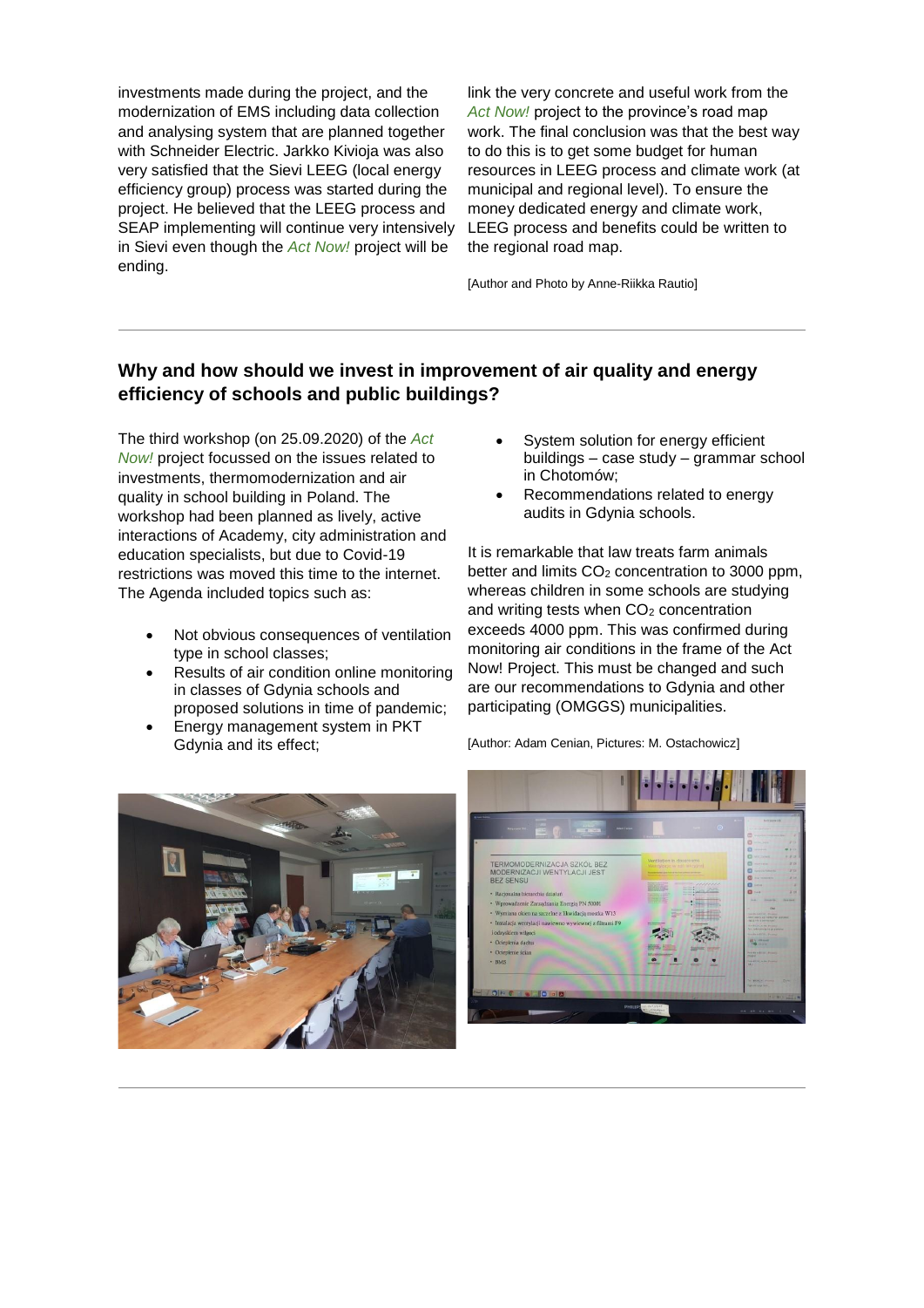investments made during the project, and the modernization of EMS including data collection and analysing system that are planned together with Schneider Electric. Jarkko Kivioja was also very satisfied that the Sievi LEEG (local energy efficiency group) process was started during the project. He believed that the LEEG process and SEAP implementing will continue very intensively in Sievi even though the *Act Now!* project will be ending.

link the very concrete and useful work from the *Act Now!* project to the province's road map work. The final conclusion was that the best way to do this is to get some budget for human resources in LEEG process and climate work (at municipal and regional level). To ensure the money dedicated energy and climate work, LEEG process and benefits could be written to the regional road map.

[Author and Photo by Anne-Riikka Rautio]

---

## Why and how should we invest in improvement of air quality and energy efficiency of schools and public buildings?

The third workshop (on 25.09.2020) of the *Act Now!* project focussed on the issues related to investments, thermomodernization and air quality in school building in Poland. The workshop had been planned as lively, active interactions of Academy, city administration and education specialists, but due to Covid-19 restrictions was moved this time to the internet. The Agenda included topics such as:

- Not obvious consequences of ventilation type in school classes;
- Results of air condition online monitoring in classes of Gdynia schools and proposed solutions in time of pandemic;
- Energy management system in PKT Gdynia and its effect;
- System solution for energy efficient buildings – case study – grammar school in Chotomów;
- Recommendations related to energy audits in Gdynia schools.

It is remarkable that law treats farm animals better and limits $CO_2$ concentration to 3000 ppm, whereas children in some schools are studying and writing tests when $CO_2$ concentration exceeds 4000 ppm. This was confirmed during monitoring air conditions in the frame of the Act Now! Project. This must be changed and such are our recommendations to Gdynia and other participating (OMGGS) municipalities.

[Author: Adam Cenian, Pictures: M. Ostachowicz]

---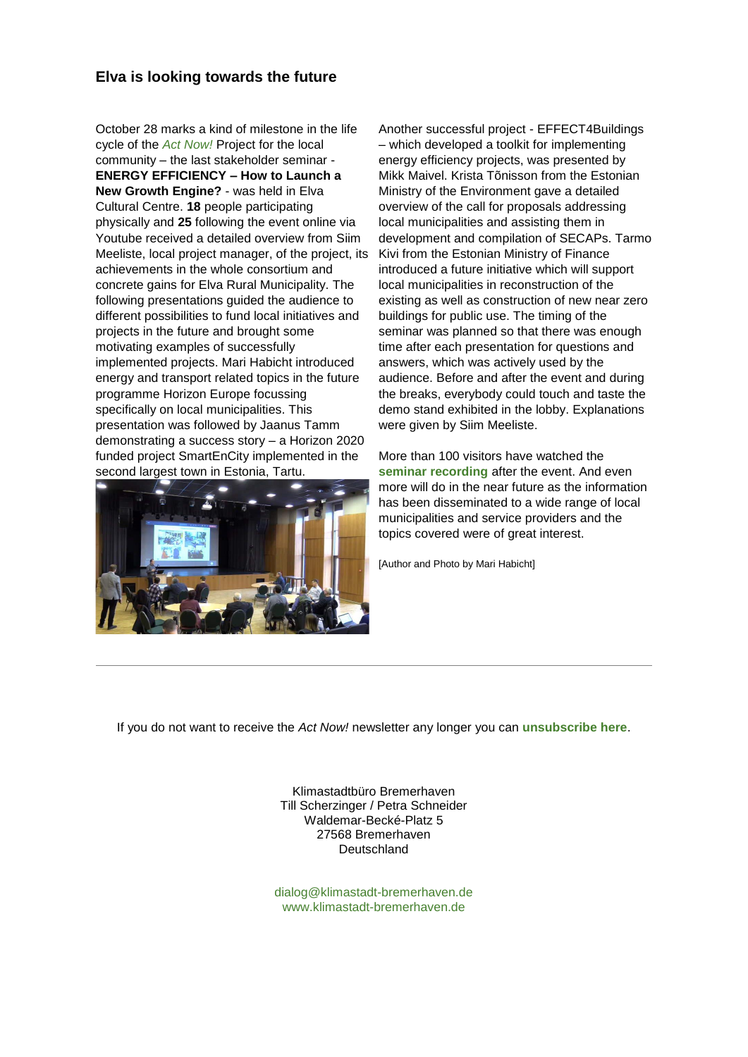## Elva is looking towards the future

October 28 marks a kind of milestone in the life cycle of the *Act Now!* Project for the local community – the last stakeholder seminar - **ENERGY EFFICIENCY – How to Launch a New Growth Engine?** - was held in Elva Cultural Centre. **18** people participating physically and **25** following the event online via Youtube received a detailed overview from Siim Meeliste, local project manager, of the project, its achievements in the whole consortium and concrete gains for Elva Rural Municipality. The following presentations guided the audience to different possibilities to fund local initiatives and projects in the future and brought some motivating examples of successfully implemented projects. Mari Habicht introduced energy and transport related topics in the future programme Horizon Europe focussing specifically on local municipalities. This presentation was followed by Jaanus Tamm demonstrating a success story – a Horizon 2020 funded project SmartEnCity implemented in the second largest town in Estonia, Tartu.

Another successful project - EFFECT4Buildings – which developed a toolkit for implementing energy efficiency projects, was presented by Mikk Maivel. Krista Tõnisson from the Estonian Ministry of the Environment gave a detailed overview of the call for proposals addressing local municipalities and assisting them in development and compilation of SECAPs. Tarmo Kivi from the Estonian Ministry of Finance introduced a future initiative which will support local municipalities in reconstruction of the existing as well as construction of new near zero buildings for public use. The timing of the seminar was planned so that there was enough time after each presentation for questions and answers, which was actively used by the audience. Before and after the event and during the breaks, everybody could touch and taste the demo stand exhibited in the lobby. Explanations were given by Siim Meeliste.

More than 100 visitors have watched the **seminar recording** after the event. And even more will do in the near future as the information has been disseminated to a wide range of local municipalities and service providers and the topics covered were of great interest.

[Author and Photo by Mari Habicht]

---

If you do not want to receive the *Act Now!* newsletter any longer you can **unsubscribe here**.

Klimastadtbüro Bremerhaven
Till Scherzinger / Petra Schneider
Waldemar-Becké-Platz 5
27568 Bremerhaven
Deutschland

dialog@klimastadt-bremerhaven.de
www.klimastadt-bremerhaven.de